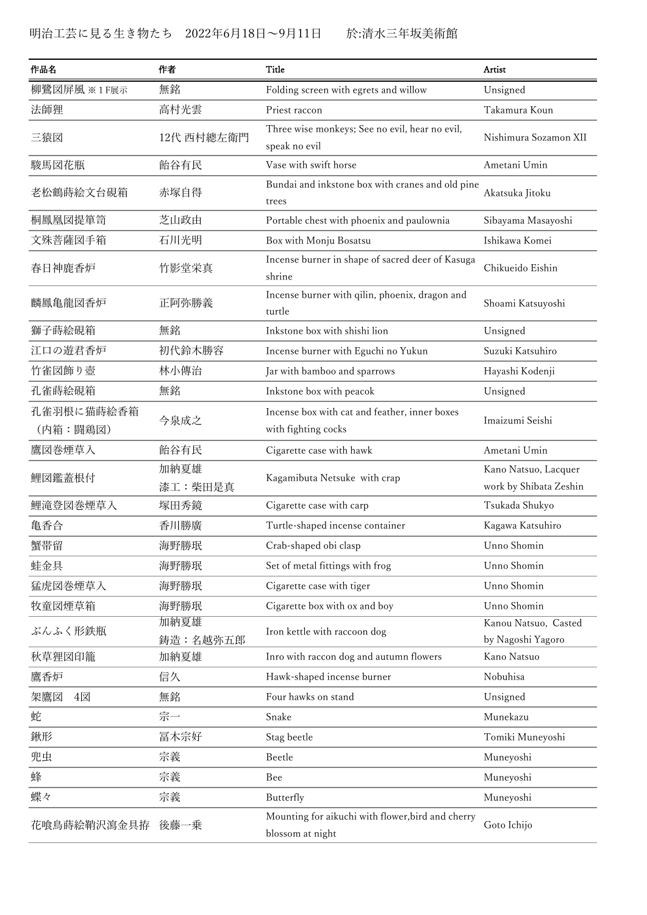明治工芸に見る生き物たち　2022年6月18日～9月11日　　於:清水三年坂美術館

| 作品名 | 作者 | Title | Artist |
| --- | --- | --- | --- |
| 柳鷺図屏風 ※１F展示 | 無銘 | Folding screen with egrets and willow | Unsigned |
| 法師狸 | 高村光雲 | Priest raccon | Takamura Koun |
| 三猿図 | 12代 西村總左衛門 | Three wise monkeys; See no evil, hear no evil, speak no evil | Nishimura Sozamon XII |
| 駿馬図花瓶 | 飴谷有民 | Vase with swift horse | Ametani Umin |
| 老松鶴蒔絵文台硯箱 | 赤塚自得 | Bundai and inkstone box with cranes and old pine trees | Akatsuka Jitoku |
| 桐鳳凰図提箪笥 | 芝山政由 | Portable chest with phoenix and paulownia | Sibayama Masayoshi |
| 文殊菩薩図手箱 | 石川光明 | Box with Monju Bosatsu | Ishikawa Komei |
| 春日神鹿香炉 | 竹影堂栄真 | Incense burner in shape of sacred deer of Kasuga shrine | Chikueido Eishin |
| 麟鳳亀龍図香炉 | 正阿弥勝義 | Incense burner with qilin, phoenix, dragon and turtle | Shoami Katsuyoshi |
| 獅子蒔絵硯箱 | 無銘 | Inkstone box with shishi lion | Unsigned |
| 江口の遊君香炉 | 初代鈴木勝容 | Incense burner with Eguchi no Yukun | Suzuki Katsuhiro |
| 竹雀図飾り壺 | 林小傳治 | Jar with bamboo and sparrows | Hayashi Kodenji |
| 孔雀蒔絵硯箱 | 無銘 | Inkstone box with peacok | Unsigned |
| 孔雀羽根に猫蒔絵香箱（内箱：闘鶏図） | 今泉成之 | Incense box with cat and feather, inner boxes with fighting cocks | Imaizumi Seishi |
| 鷹図巻煙入 | 飴谷有民 | Cigarette case with hawk | Ametani Umin |
| 鯉図鑑蓋根付 | 加納夏雄<br>漆工：柴田是真 | Kagamibuta Netsuke with crap | Kano Natsuo, Lacquer work by Shibata Zeshin |
| 鯉滝登図巻煙草入 | 塚田秀鏡 | Cigarette case with carp | Tsukada Shukyo |
| 亀香合 | 香川勝廣 | Turtle-shaped incense container | Kagawa Katsuhiro |
| 蟹帯留 | 海野勝珉 | Crab-shaped obi clasp | Unno Shomin |
| 蛙金具 | 海野勝珉 | Set of metal fittings with frog | Unno Shomin |
| 猛虎図巻煙草入 | 海野勝珉 | Cigarette case with tiger | Unno Shomin |
| 牧童図煙草箱 | 海野勝珉 | Cigarette box with ox and boy | Unno Shomin |
| ぶんふく形鉄瓶 | 加納夏雄<br>鋳造：名越弥五郎 | Iron kettle with raccoon dog | Kanou Natsuo, Casted by Nagoshi Yagoro |
| 秋草狸図印籠 | 加納夏雄 | Inro with raccon dog and autumn flowers | Kano Natsuo |
| 鷹香炉 | 信久 | Hawk-shaped incense burner | Nobuhisa |
| 架鷹図　4図 | 無銘 | Four hawks on stand | Unsigned |
| 蛇 | 宗一 | Snake | Munekazu |
| 鍬形 | 冨木宗好 | Stag beetle | Tomiki Muneyoshi |
| 兜虫 | 宗義 | Beetle | Muneyoshi |
| 蜂 | 宗義 | Bee | Muneyoshi |
| 蝶々 | 宗義 | Butterfly | Muneyoshi |
| 花喰鳥蒔絵鞘沢潟金具拵 | 後藤一乗 | Mounting for aikuchi with flower,bird and cherry blossom at night | Goto Ichijo |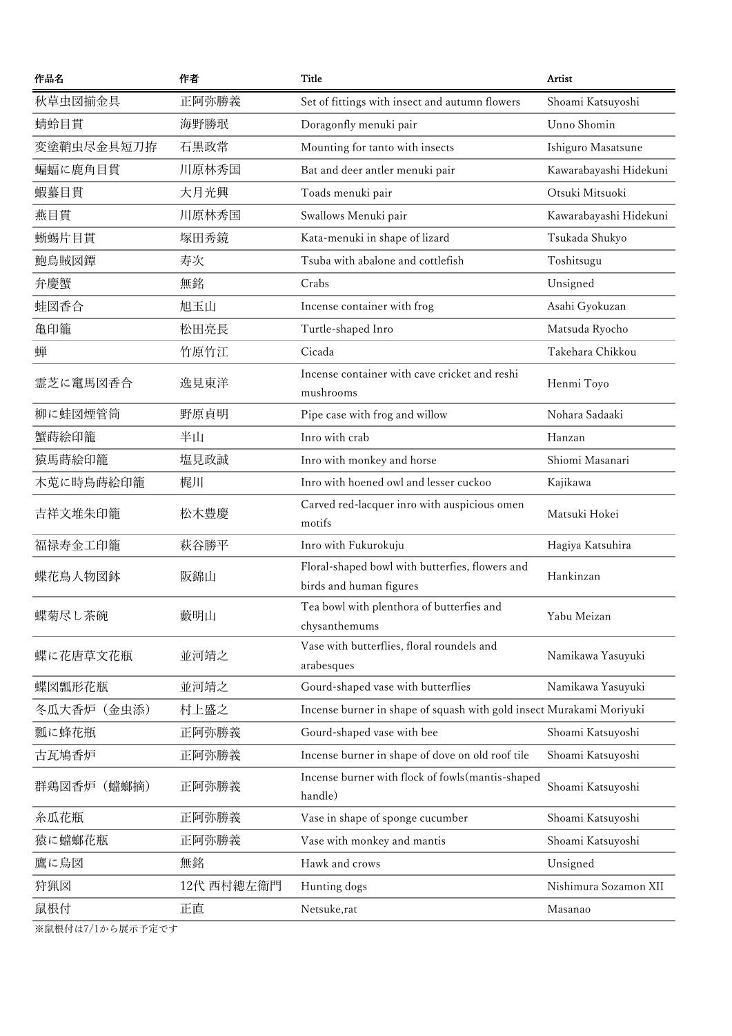| 作品名 | 作者 | Title | Artist |
|---|---|---|---|
| 秋草虫図揃金具 | 正阿弥勝義 | Set of fittings with insect and autumn flowers | Shoami Katsuyoshi |
| 蜻蛉目貫 | 海野勝珉 | Doragonfly menuki pair | Unno Shomin |
| 変塗鞘虫尽金具短刀拵 | 石黒政常 | Mounting for tanto with insects | Ishiguro Masatsune |
| 蝙蝠に鹿角目貫 | 川原林秀国 | Bat and deer antler menuki pair | Kawarabayashi Hidekuni |
| 蝦蟇目貫 | 大月光興 | Toads menuki pair | Otsuki Mitsuoki |
| 燕目貫 | 川原林秀国 | Swallows Menuki pair | Kawarabayashi Hidekuni |
| 蜥蜴片目貫 | 塚田秀鏡 | Kata-menuki in shape of lizard | Tsukada Shukyo |
| 鮑烏賊図鐔 | 寿次 | Tsuba with abalone and cottlefish | Toshitsugu |
| 弁慶蟹 | 無銘 | Crabs | Unsigned |
| 蛙図香合 | 旭玉山 | Incense container with frog | Asahi Gyokuzan |
| 亀印籠 | 松田亮長 | Turtle-shaped Inro | Matsuda Ryocho |
| 蝉 | 竹原竹江 | Cicada | Takehara Chikkou |
| 霊芝に竈馬図香合 | 逸見東洋 | Incense container with cave cricket and reshi mushrooms | Henmi Toyo |
| 柳に蛙図煙管筒 | 野原貞明 | Pipe case with frog and willow | Nohara Sadaaki |
| 蟹蒔絵印籠 | 半山 | Inro with crab | Hanzan |
| 猿馬蒔絵印籠 | 塩見政誠 | Inro with monkey and horse | Shiomi Masanari |
| 木菟に時鳥蒔絵印籠 | 梶川 | Inro with hoened owl and lesser cuckoo | Kajikawa |
| 吉祥文堆朱印籠 | 松木豊慶 | Carved red-lacquer inro with auspicious omen motifs | Matsuki Hokei |
| 福禄寿金工印籠 | 萩谷勝平 | Inro with Fukurokuju | Hagiya Katsuhira |
| 蝶花鳥人物図鉢 | 阪錦山 | Floral-shaped bowl with butterfies, flowers and birds and human figures | Hankinzan |
| 蝶菊尽し茶碗 | 藪明山 | Tea bowl with plenthora of butterfies and chysanthemums | Yabu Meizan |
| 蝶に花唐草文花瓶 | 並河靖之 | Vase with butterflies, floral roundels and arabesques | Namikawa Yasuyuki |
| 蝶図瓢形花瓶 | 並河靖之 | Gourd-shaped vase with butterflies | Namikawa Yasuyuki |
| 冬瓜大香炉（金虫添） | 村上盛之 | Incense burner in shape of squash with gold insect | Murakami Moriyuki |
| 瓢に蜂花瓶 | 正阿弥勝義 | Gourd-shaped vase with bee | Shoami Katsuyoshi |
| 古瓦鳩香炉 | 正阿弥勝義 | Incense burner in shape of dove on old roof tile | Shoami Katsuyoshi |
| 群鶏図香炉（蟷螂摘） | 正阿弥勝義 | Incense burner with flock of fowls(mantis-shaped handle) | Shoami Katsuyoshi |
| 糸瓜花瓶 | 正阿弥勝義 | Vase in shape of sponge cucumber | Shoami Katsuyoshi |
| 猿に蟷螂花瓶 | 正阿弥勝義 | Vase with monkey and mantis | Shoami Katsuyoshi |
| 鷹に烏図 | 無銘 | Hawk and crows | Unsigned |
| 狩猟図 | 12代 西村總左衛門 | Hunting dogs | Nishimura Sozamon XII |
| 鼠根付 | 正直 | Netsuke,rat | Masanao |

※鼠根付は7/1から展示予定です